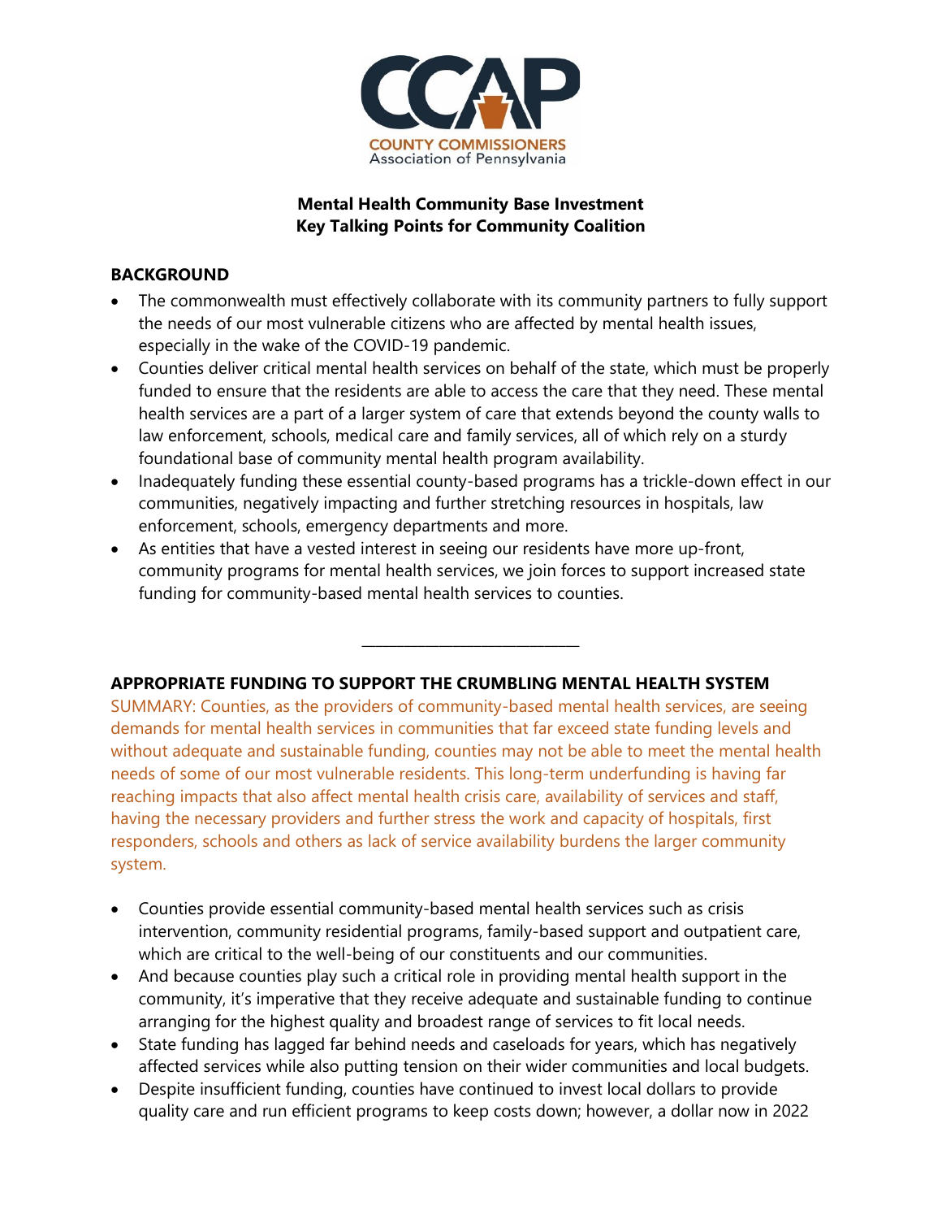**COUNTY COMMISSIONERS Association of Pennsylvania**

**Mental Health Community Base Investment**
**Key Talking Points for Community Coalition**

## BACKGROUND

- The commonwealth must effectively collaborate with its community partners to fully support the needs of our most vulnerable citizens who are affected by mental health issues, especially in the wake of the COVID-19 pandemic.
- Counties deliver critical mental health services on behalf of the state, which must be properly funded to ensure that the residents are able to access the care that they need. These mental health services are a part of a larger system of care that extends beyond the county walls to law enforcement, schools, medical care and family services, all of which rely on a sturdy foundational base of community mental health program availability.
- Inadequately funding these essential county-based programs has a trickle-down effect in our communities, negatively impacting and further stretching resources in hospitals, law enforcement, schools, emergency departments and more.
- As entities that have a vested interest in seeing our residents have more up-front, community programs for mental health services, we join forces to support increased state funding for community-based mental health services to counties.

---

## APPROPRIATE FUNDING TO SUPPORT THE CRUMBLING MENTAL HEALTH SYSTEM

SUMMARY: Counties, as the providers of community-based mental health services, are seeing demands for mental health services in communities that far exceed state funding levels and without adequate and sustainable funding, counties may not be able to meet the mental health needs of some of our most vulnerable residents. This long-term underfunding is having far reaching impacts that also affect mental health crisis care, availability of services and staff, having the necessary providers and further stress the work and capacity of hospitals, first responders, schools and others as lack of service availability burdens the larger community system.

- Counties provide essential community-based mental health services such as crisis intervention, community residential programs, family-based support and outpatient care, which are critical to the well-being of our constituents and our communities.
- And because counties play such a critical role in providing mental health support in the community, it's imperative that they receive adequate and sustainable funding to continue arranging for the highest quality and broadest range of services to fit local needs.
- State funding has lagged far behind needs and caseloads for years, which has negatively affected services while also putting tension on their wider communities and local budgets.
- Despite insufficient funding, counties have continued to invest local dollars to provide quality care and run efficient programs to keep costs down; however, a dollar now in 2022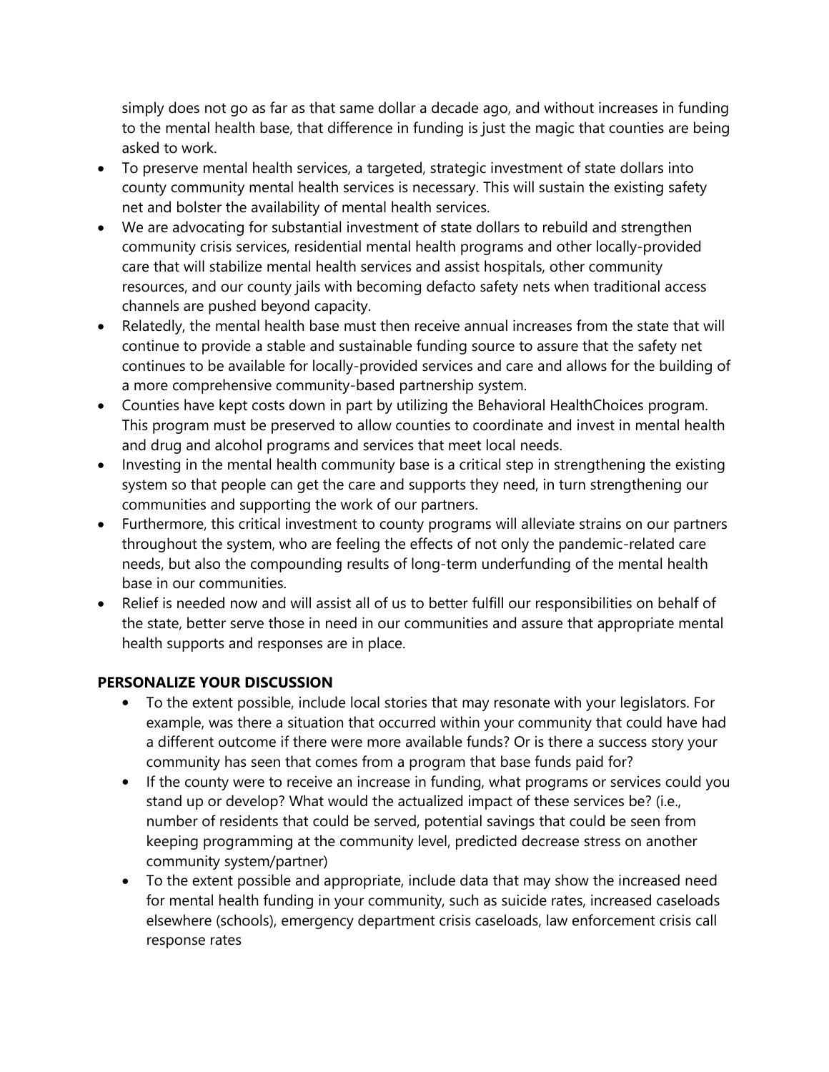simply does not go as far as that same dollar a decade ago, and without increases in funding to the mental health base, that difference in funding is just the magic that counties are being asked to work.

- To preserve mental health services, a targeted, strategic investment of state dollars into county community mental health services is necessary. This will sustain the existing safety net and bolster the availability of mental health services.
- We are advocating for substantial investment of state dollars to rebuild and strengthen community crisis services, residential mental health programs and other locally-provided care that will stabilize mental health services and assist hospitals, other community resources, and our county jails with becoming defacto safety nets when traditional access channels are pushed beyond capacity.
- Relatedly, the mental health base must then receive annual increases from the state that will continue to provide a stable and sustainable funding source to assure that the safety net continues to be available for locally-provided services and care and allows for the building of a more comprehensive community-based partnership system.
- Counties have kept costs down in part by utilizing the Behavioral HealthChoices program. This program must be preserved to allow counties to coordinate and invest in mental health and drug and alcohol programs and services that meet local needs.
- Investing in the mental health community base is a critical step in strengthening the existing system so that people can get the care and supports they need, in turn strengthening our communities and supporting the work of our partners.
- Furthermore, this critical investment to county programs will alleviate strains on our partners throughout the system, who are feeling the effects of not only the pandemic-related care needs, but also the compounding results of long-term underfunding of the mental health base in our communities.
- Relief is needed now and will assist all of us to better fulfill our responsibilities on behalf of the state, better serve those in need in our communities and assure that appropriate mental health supports and responses are in place.

**PERSONALIZE YOUR DISCUSSION**

- To the extent possible, include local stories that may resonate with your legislators. For example, was there a situation that occurred within your community that could have had a different outcome if there were more available funds? Or is there a success story your community has seen that comes from a program that base funds paid for?
- If the county were to receive an increase in funding, what programs or services could you stand up or develop? What would the actualized impact of these services be? (i.e., number of residents that could be served, potential savings that could be seen from keeping programming at the community level, predicted decrease stress on another community system/partner)
- To the extent possible and appropriate, include data that may show the increased need for mental health funding in your community, such as suicide rates, increased caseloads elsewhere (schools), emergency department crisis caseloads, law enforcement crisis call response rates